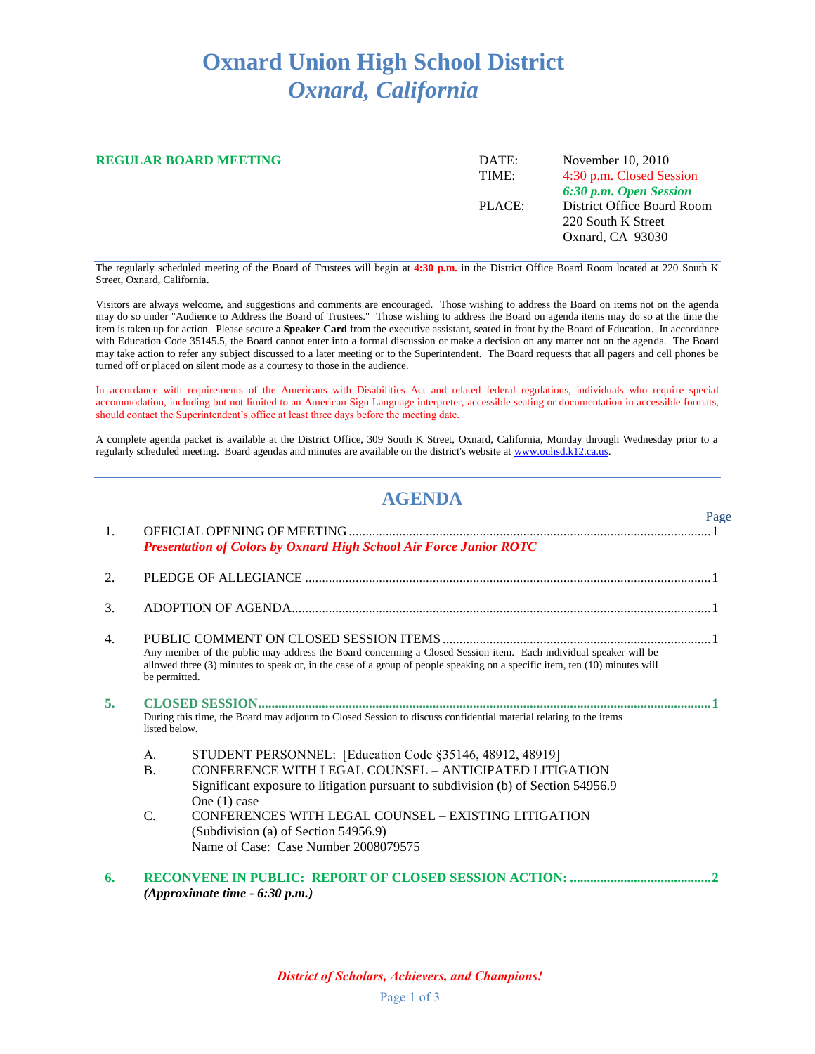# Oxnard Union High School District
## *Oxnard, California*

---

**REGULAR BOARD MEETING**

| | |
|---|---|
| DATE: | November 10, 2010 |
| TIME: | 4:30 p.m. Closed Session |
| | ***6:30 p.m. Open Session*** |
| PLACE: | District Office Board Room |
| | 220 South K Street |
| | Oxnard, CA 93030 |

The regularly scheduled meeting of the Board of Trustees will begin at **4:30 p.m.** in the District Office Board Room located at 220 South K Street, Oxnard, California.

Visitors are always welcome, and suggestions and comments are encouraged. Those wishing to address the Board on items not on the agenda may do so under "Audience to Address the Board of Trustees." Those wishing to address the Board on agenda items may do so at the time the item is taken up for action. Please secure a **Speaker Card** from the executive assistant, seated in front by the Board of Education. In accordance with Education Code 35145.5, the Board cannot enter into a formal discussion or make a decision on any matter not on the agenda. The Board may take action to refer any subject discussed to a later meeting or to the Superintendent. The Board requests that all pagers and cell phones be turned off or placed on silent mode as a courtesy to those in the audience.

In accordance with requirements of the Americans with Disabilities Act and related federal regulations, individuals who require special accommodation, including but not limited to an American Sign Language interpreter, accessible seating or documentation in accessible formats, should contact the Superintendent's office at least three days before the meeting date.

A complete agenda packet is available at the District Office, 309 South K Street, Oxnard, California, Monday through Wednesday prior to a regularly scheduled meeting. Board agendas and minutes are available on the district's website at www.ouhsd.k12.ca.us.

---

## AGENDA

| | | Page |
|---|---|---|
| 1. | OFFICIAL OPENING OF MEETING<br>***Presentation of Colors by Oxnard High School Air Force Junior ROTC*** | 1 |
| 2. | PLEDGE OF ALLEGIANCE | 1 |
| 3. | ADOPTION OF AGENDA | 1 |
| 4. | PUBLIC COMMENT ON CLOSED SESSION ITEMS<br>Any member of the public may address the Board concerning a Closed Session item. Each individual speaker will be allowed three (3) minutes to speak or, in the case of a group of people speaking on a specific item, ten (10) minutes will be permitted. | 1 |
| **5.** | **CLOSED SESSION**<br>During this time, the Board may adjourn to Closed Session to discuss confidential material relating to the items listed below. | **1** |

A. STUDENT PERSONNEL: [Education Code §35146, 48912, 48919]

B. CONFERENCE WITH LEGAL COUNSEL – ANTICIPATED LITIGATION
Significant exposure to litigation pursuant to subdivision (b) of Section 54956.9
One (1) case

C. CONFERENCES WITH LEGAL COUNSEL – EXISTING LITIGATION
(Subdivision (a) of Section 54956.9)
Name of Case: Case Number 2008079575

| | | |
|---|---|---|
| **6.** | **RECONVENE IN PUBLIC: REPORT OF CLOSED SESSION ACTION:**<br>***(Approximate time - 6:30 p.m.)*** | **2** |

*District of Scholars, Achievers, and Champions!*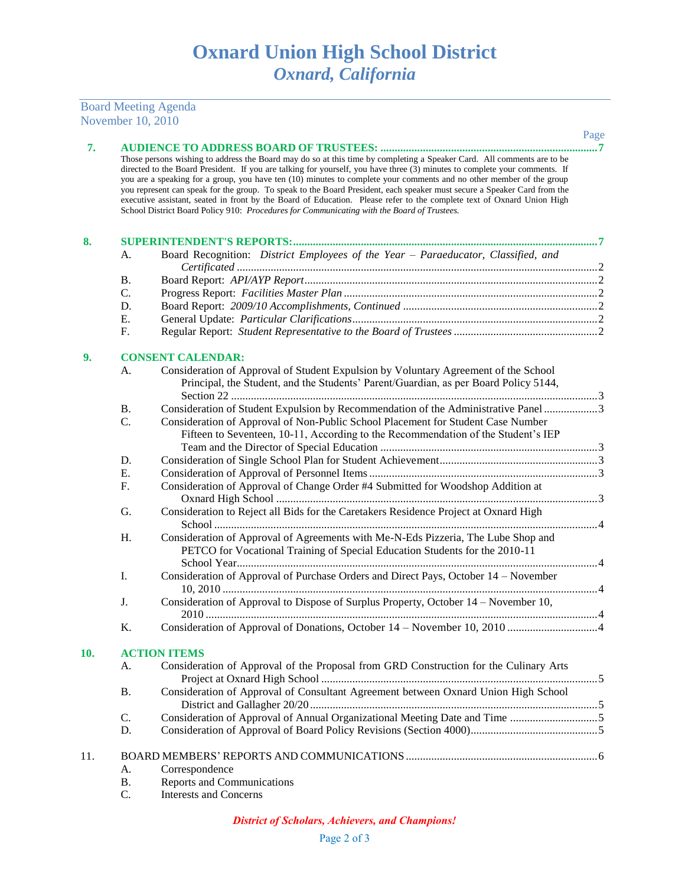# Oxnard Union High School District
## *Oxnard, California*

Board Meeting Agenda
November 10, 2010

Page

**7. AUDIENCE TO ADDRESS BOARD OF TRUSTEES: ............................................................................7**

Those persons wishing to address the Board may do so at this time by completing a Speaker Card. All comments are to be directed to the Board President. If you are talking for yourself, you have three (3) minutes to complete your comments. If you are a speaking for a group, you have ten (10) minutes to complete your comments and no other member of the group you represent can speak for the group. To speak to the Board President, each speaker must secure a Speaker Card from the executive assistant, seated in front by the Board of Education. Please refer to the complete text of Oxnard Union High School District Board Policy 910: *Procedures for Communicating with the Board of Trustees.*

**8. SUPERINTENDENT'S REPORTS:..........................................................................................................7**

- A. Board Recognition: *District Employees of the Year – Paraeducator, Classified, and Certificated* ..............................................................................................................2
- B. Board Report: *API/AYP Report*......................................................................................2
- C. Progress Report: *Facilities Master Plan* .........................................................................2
- D. Board Report: *2009/10 Accomplishments, Continued* ....................................................2
- E. General Update: *Particular Clarifications*......................................................................2
- F. Regular Report: *Student Representative to the Board of Trustees* ..................................2

**9. CONSENT CALENDAR:**

- A. Consideration of Approval of Student Expulsion by Voluntary Agreement of the School Principal, the Student, and the Students' Parent/Guardian, as per Board Policy 5144, Section 22 ................................................................................................................3
- B. Consideration of Student Expulsion by Recommendation of the Administrative Panel ...................3
- C. Consideration of Approval of Non-Public School Placement for Student Case Number Fifteen to Seventeen, 10-11, According to the Recommendation of the Student's IEP Team and the Director of Special Education ............................................................................3
- D. Consideration of Single School Plan for Student Achievement........................................................3
- E. Consideration of Approval of Personnel Items ................................................................................3
- F. Consideration of Approval of Change Order #4 Submitted for Woodshop Addition at Oxnard High School .................................................................................................................3
- G. Consideration to Reject all Bids for the Caretakers Residence Project at Oxnard High School .......................................................................................................................4
- H. Consideration of Approval of Agreements with Me-N-Eds Pizzeria, The Lube Shop and PETCO for Vocational Training of Special Education Students for the 2010-11 School Year...............................................................................................................4
- I. Consideration of Approval of Purchase Orders and Direct Pays, October 14 – November 10, 2010 ...................................................................................................................4
- J. Consideration of Approval to Dispose of Surplus Property, October 14 – November 10, 2010 ..........................................................................................................................4
- K. Consideration of Approval of Donations, October 14 – November 10, 2010 ................................4

**10. ACTION ITEMS**

- A. Consideration of Approval of the Proposal from GRD Construction for the Culinary Arts Project at Oxnard High School ................................................................................5
- B. Consideration of Approval of Consultant Agreement between Oxnard Union High School District and Gallagher 20/20.....................................................................................5
- C. Consideration of Approval of Annual Organizational Meeting Date and Time ...............................5
- D. Consideration of Approval of Board Policy Revisions (Section 4000).............................................5

11. BOARD MEMBERS' REPORTS AND COMMUNICATIONS ...................................................................6

- A. Correspondence
- B. Reports and Communications
- C. Interests and Concerns

*District of Scholars, Achievers, and Champions!*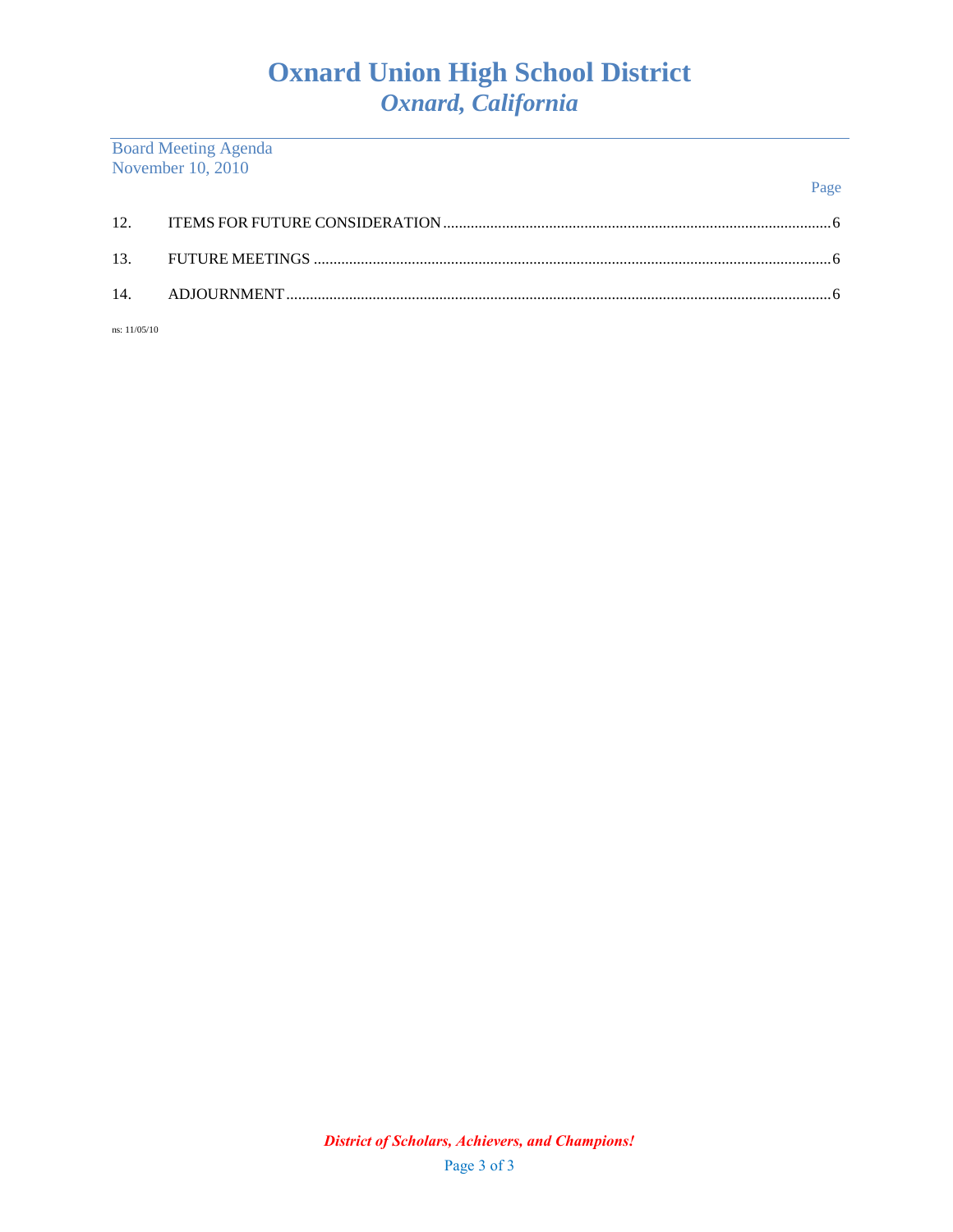Page

| | | |
|---|---|---|
| 12. | ITEMS FOR FUTURE CONSIDERATION | 6 |
| 13. | FUTURE MEETINGS | 6 |
| 14. | ADJOURNMENT | 6 |

ns: 11/05/10